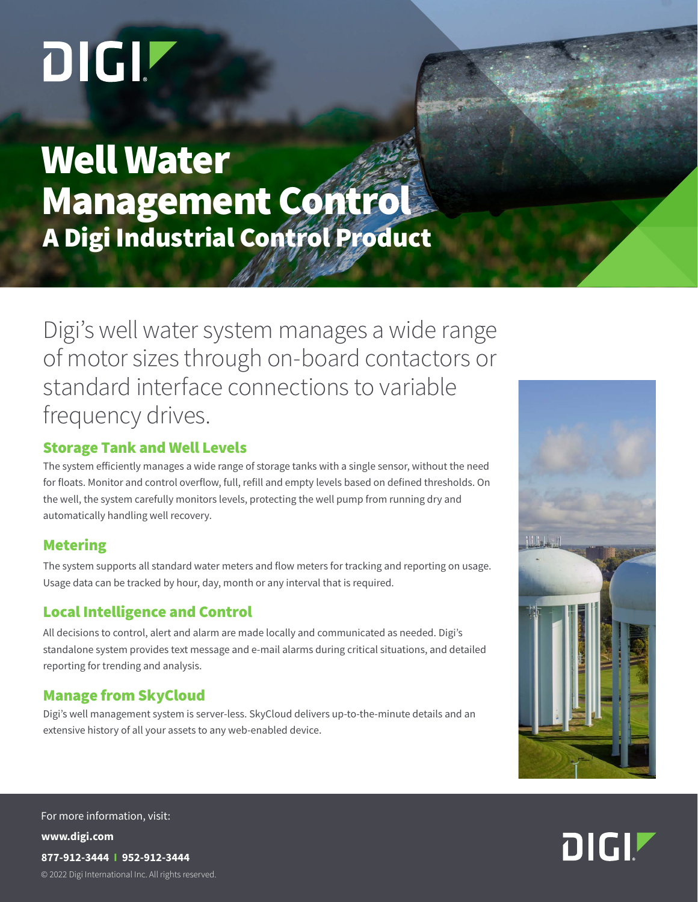# Well Water Management Control

## A Digi Industrial Control Product

Digi's well water system manages a wide range of motor sizes through on-board contactors or standard interface connections to variable frequency drives.

### Storage Tank and Well Levels

The system efficiently manages a wide range of storage tanks with a single sensor, without the need for floats. Monitor and control overflow, full, refill and empty levels based on defined thresholds. On the well, the system carefully monitors levels, protecting the well pump from running dry and automatically handling well recovery.

### Metering

The system supports all standard water meters and flow meters for tracking and reporting on usage. Usage data can be tracked by hour, day, month or any interval that is required.

### Local Intelligence and Control

All decisions to control, alert and alarm are made locally and communicated as needed. Digi's standalone system provides text message and e-mail alarms during critical situations, and detailed reporting for trending and analysis.

### Manage from SkyCloud

Digi's well management system is server-less. SkyCloud delivers up-to-the-minute details and an extensive history of all your assets to any web-enabled device.

For more information, visit:

**www.digi.com**

**877-912-3444 | 952-912-3444**

© 2022 Digi International Inc. All rights reserved.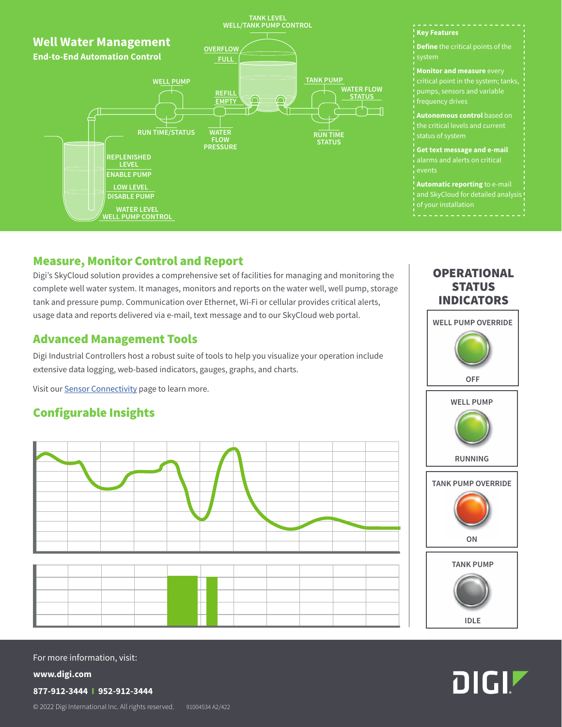## Well Water Management

**End-to-End Automation Control**

TANK LEVEL
WELL/TANK PUMP CONTROL

OVERFLOW

FULL

WELL PUMP

REFILL

EMPTY

TANK PUMP

WATER FLOW STATUS

RUN TIME/STATUS

WATER FLOW PRESSURE

RUN TIME STATUS

REPLENISHED LEVEL

ENABLE PUMP

LOW LEVEL

DISABLE PUMP

WATER LEVEL
WELL PUMP CONTROL

**Key Features**

**Define** the critical points of the system

**Monitor and measure** every critical point in the system; tanks, pumps, sensors and variable frequency drives

**Autonomous control** based on the critical levels and current status of system

**Get text message and e-mail** alarms and alerts on critical events

**Automatic reporting** to e-mail and SkyCloud for detailed analysis of your installation

## Measure, Monitor Control and Report

Digi's SkyCloud solution provides a comprehensive set of facilities for managing and monitoring the complete well water system. It manages, monitors and reports on the water well, well pump, storage tank and pressure pump. Communication over Ethernet, Wi-Fi or cellular provides critical alerts, usage data and reports delivered via e-mail, text message and to our SkyCloud web portal.

## Advanced Management Tools

Digi Industrial Controllers host a robust suite of tools to help you visualize your operation include extensive data logging, web-based indicators, gauges, graphs, and charts.

Visit our Sensor Connectivity page to learn more.

## Configurable Insights

## OPERATIONAL STATUS INDICATORS

WELL PUMP OVERRIDE
OFF

WELL PUMP
RUNNING

TANK PUMP OVERRIDE
ON

TANK PUMP
IDLE

For more information, visit:

**www.digi.com**

**877-912-3444 | 952-912-3444**

© 2022 Digi International Inc. All rights reserved. 91004534 A2/422

DIGI